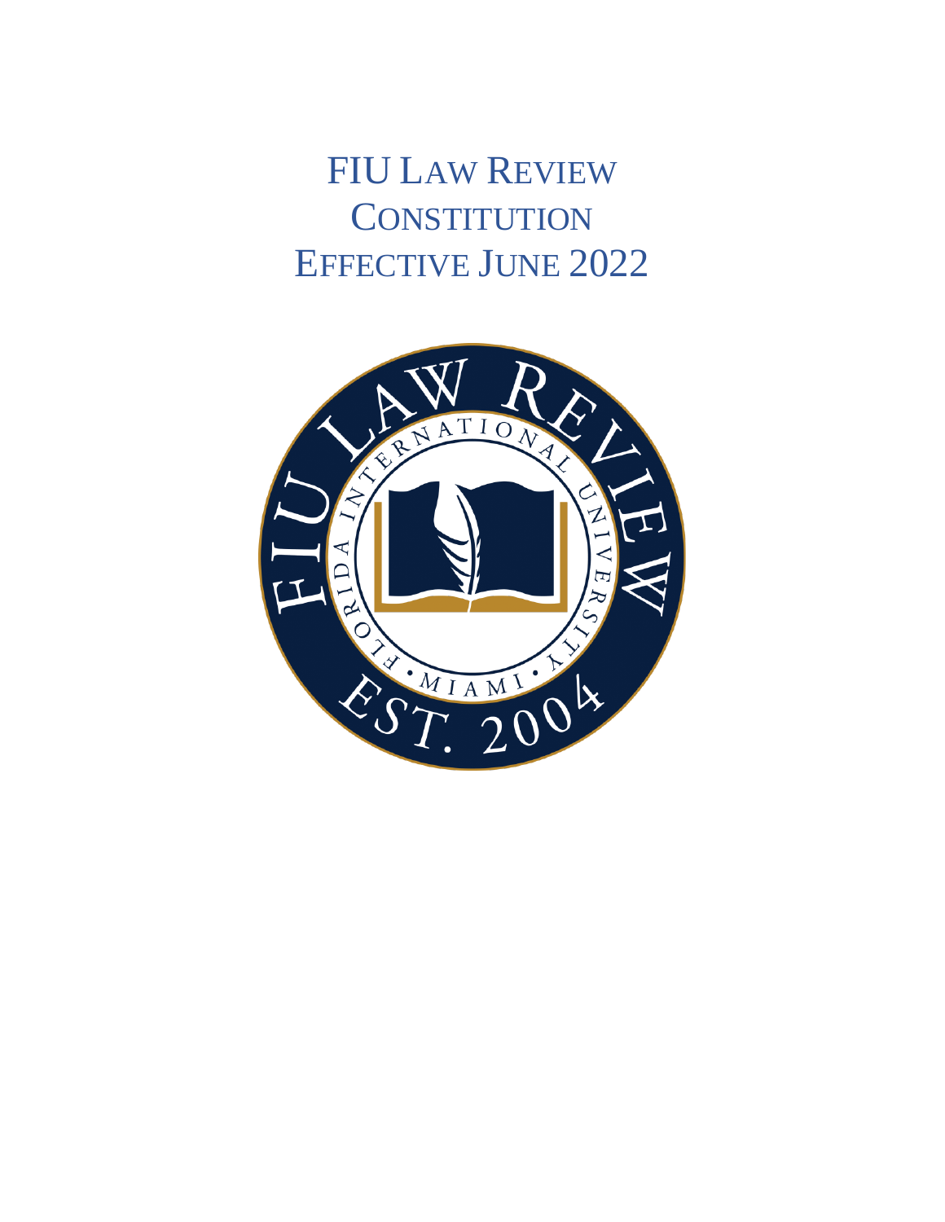# FIU LAW REVIEW CONSTITUTION EFFECTIVE JUNE 2022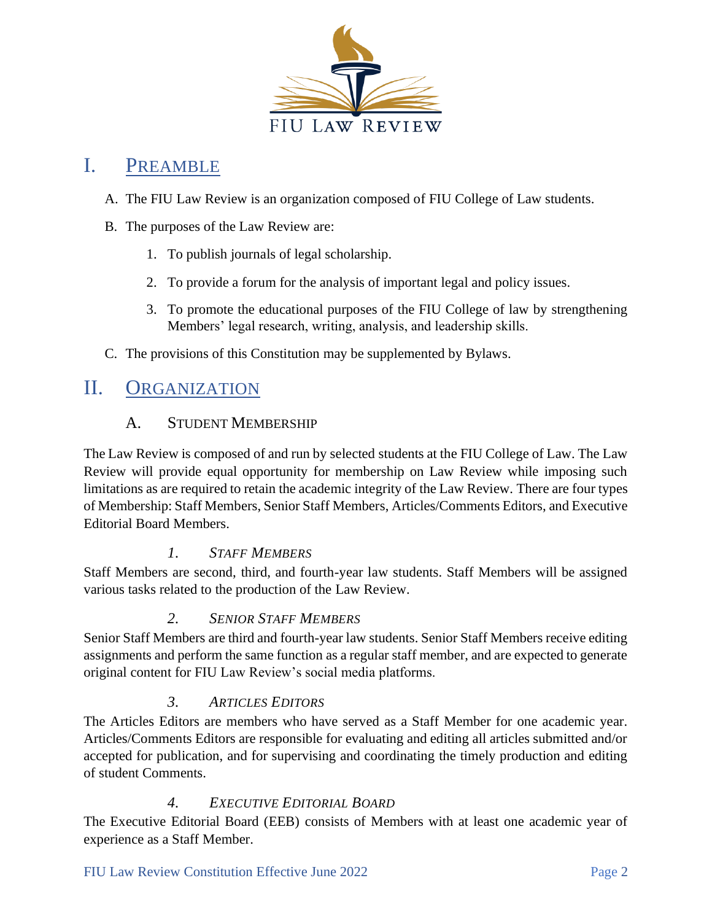# I. PREAMBLE

A. The FIU Law Review is an organization composed of FIU College of Law students.

B. The purposes of the Law Review are:

1. To publish journals of legal scholarship.
2. To provide a forum for the analysis of important legal and policy issues.
3. To promote the educational purposes of the FIU College of law by strengthening Members' legal research, writing, analysis, and leadership skills.

C. The provisions of this Constitution may be supplemented by Bylaws.

# II. ORGANIZATION

## A. STUDENT MEMBERSHIP

The Law Review is composed of and run by selected students at the FIU College of Law. The Law Review will provide equal opportunity for membership on Law Review while imposing such limitations as are required to retain the academic integrity of the Law Review. There are four types of Membership: Staff Members, Senior Staff Members, Articles/Comments Editors, and Executive Editorial Board Members.

### *1. STAFF MEMBERS*

Staff Members are second, third, and fourth-year law students. Staff Members will be assigned various tasks related to the production of the Law Review.

### *2. SENIOR STAFF MEMBERS*

Senior Staff Members are third and fourth-year law students. Senior Staff Members receive editing assignments and perform the same function as a regular staff member, and are expected to generate original content for FIU Law Review's social media platforms.

### *3. ARTICLES EDITORS*

The Articles Editors are members who have served as a Staff Member for one academic year. Articles/Comments Editors are responsible for evaluating and editing all articles submitted and/or accepted for publication, and for supervising and coordinating the timely production and editing of student Comments.

### *4. EXECUTIVE EDITORIAL BOARD*

The Executive Editorial Board (EEB) consists of Members with at least one academic year of experience as a Staff Member.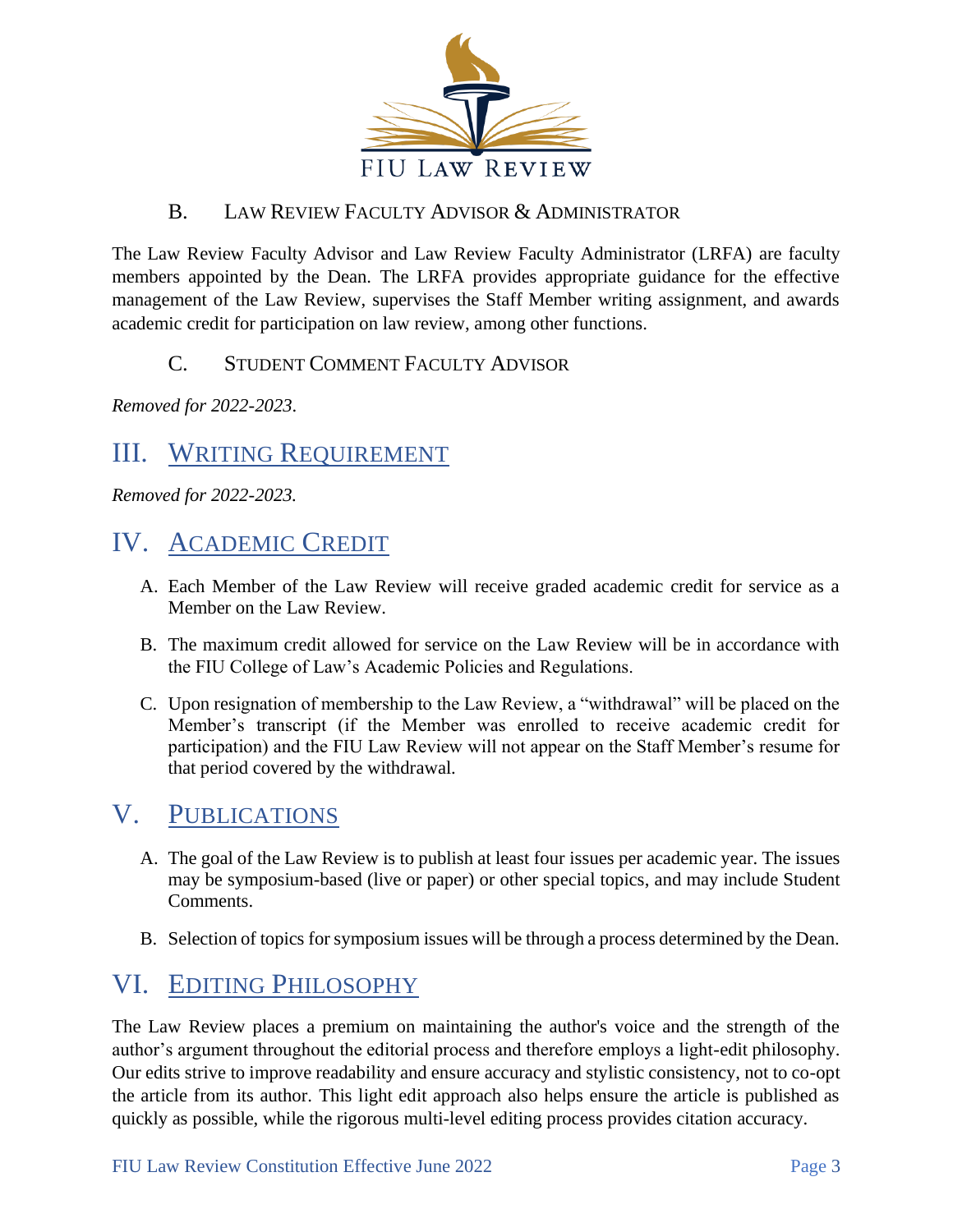### B. Law Review Faculty Advisor & Administrator

The Law Review Faculty Advisor and Law Review Faculty Administrator (LRFA) are faculty members appointed by the Dean. The LRFA provides appropriate guidance for the effective management of the Law Review, supervises the Staff Member writing assignment, and awards academic credit for participation on law review, among other functions.

### C. Student Comment Faculty Advisor

*Removed for 2022-2023.*

## III. Writing Requirement

*Removed for 2022-2023.*

## IV. Academic Credit

A. Each Member of the Law Review will receive graded academic credit for service as a Member on the Law Review.

B. The maximum credit allowed for service on the Law Review will be in accordance with the FIU College of Law's Academic Policies and Regulations.

C. Upon resignation of membership to the Law Review, a "withdrawal" will be placed on the Member's transcript (if the Member was enrolled to receive academic credit for participation) and the FIU Law Review will not appear on the Staff Member's resume for that period covered by the withdrawal.

## V. Publications

A. The goal of the Law Review is to publish at least four issues per academic year. The issues may be symposium-based (live or paper) or other special topics, and may include Student Comments.

B. Selection of topics for symposium issues will be through a process determined by the Dean.

## VI. Editing Philosophy

The Law Review places a premium on maintaining the author's voice and the strength of the author's argument throughout the editorial process and therefore employs a light-edit philosophy. Our edits strive to improve readability and ensure accuracy and stylistic consistency, not to co-opt the article from its author. This light edit approach also helps ensure the article is published as quickly as possible, while the rigorous multi-level editing process provides citation accuracy.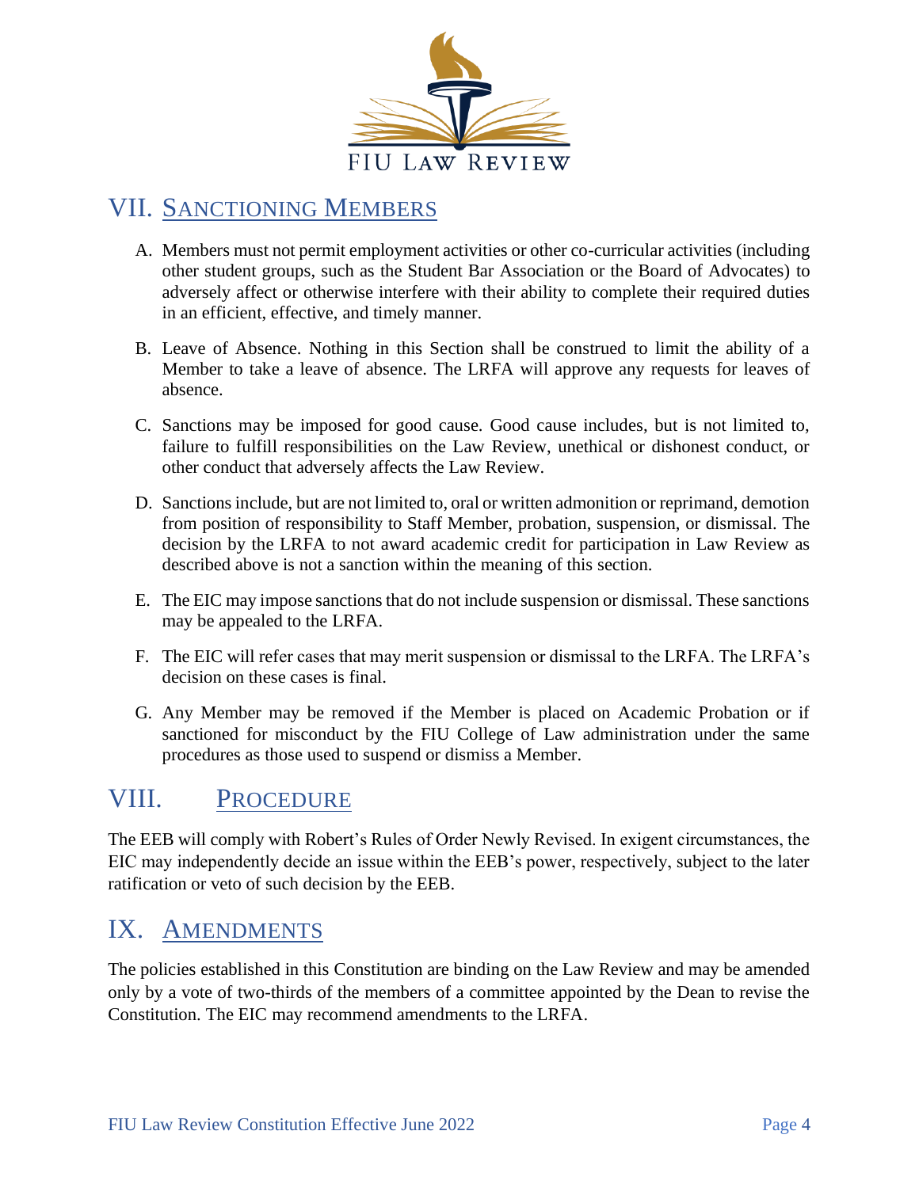## VII. Sanctioning Members

A. Members must not permit employment activities or other co-curricular activities (including other student groups, such as the Student Bar Association or the Board of Advocates) to adversely affect or otherwise interfere with their ability to complete their required duties in an efficient, effective, and timely manner.

B. Leave of Absence. Nothing in this Section shall be construed to limit the ability of a Member to take a leave of absence. The LRFA will approve any requests for leaves of absence.

C. Sanctions may be imposed for good cause. Good cause includes, but is not limited to, failure to fulfill responsibilities on the Law Review, unethical or dishonest conduct, or other conduct that adversely affects the Law Review.

D. Sanctions include, but are not limited to, oral or written admonition or reprimand, demotion from position of responsibility to Staff Member, probation, suspension, or dismissal. The decision by the LRFA to not award academic credit for participation in Law Review as described above is not a sanction within the meaning of this section.

E. The EIC may impose sanctions that do not include suspension or dismissal. These sanctions may be appealed to the LRFA.

F. The EIC will refer cases that may merit suspension or dismissal to the LRFA. The LRFA's decision on these cases is final.

G. Any Member may be removed if the Member is placed on Academic Probation or if sanctioned for misconduct by the FIU College of Law administration under the same procedures as those used to suspend or dismiss a Member.

## VIII. Procedure

The EEB will comply with Robert's Rules of Order Newly Revised. In exigent circumstances, the EIC may independently decide an issue within the EEB's power, respectively, subject to the later ratification or veto of such decision by the EEB.

## IX. Amendments

The policies established in this Constitution are binding on the Law Review and may be amended only by a vote of two-thirds of the members of a committee appointed by the Dean to revise the Constitution. The EIC may recommend amendments to the LRFA.